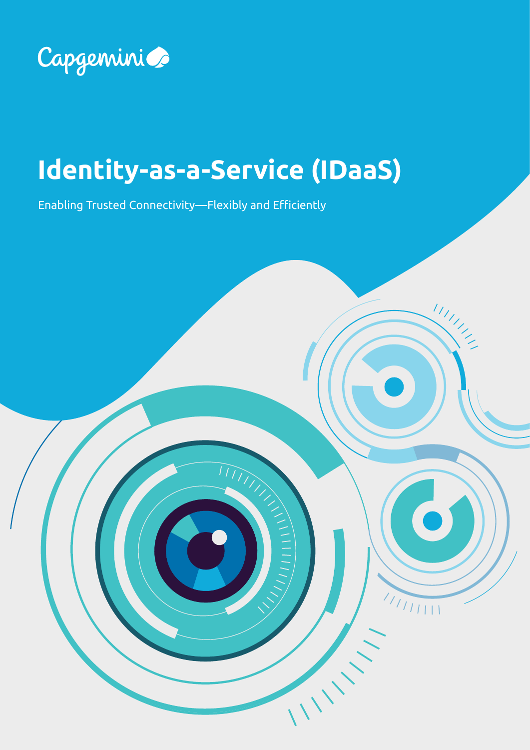Capgemini

# Identity-as-a-Service (IDaaS)

Enabling Trusted Connectivity—Flexibly and Efficiently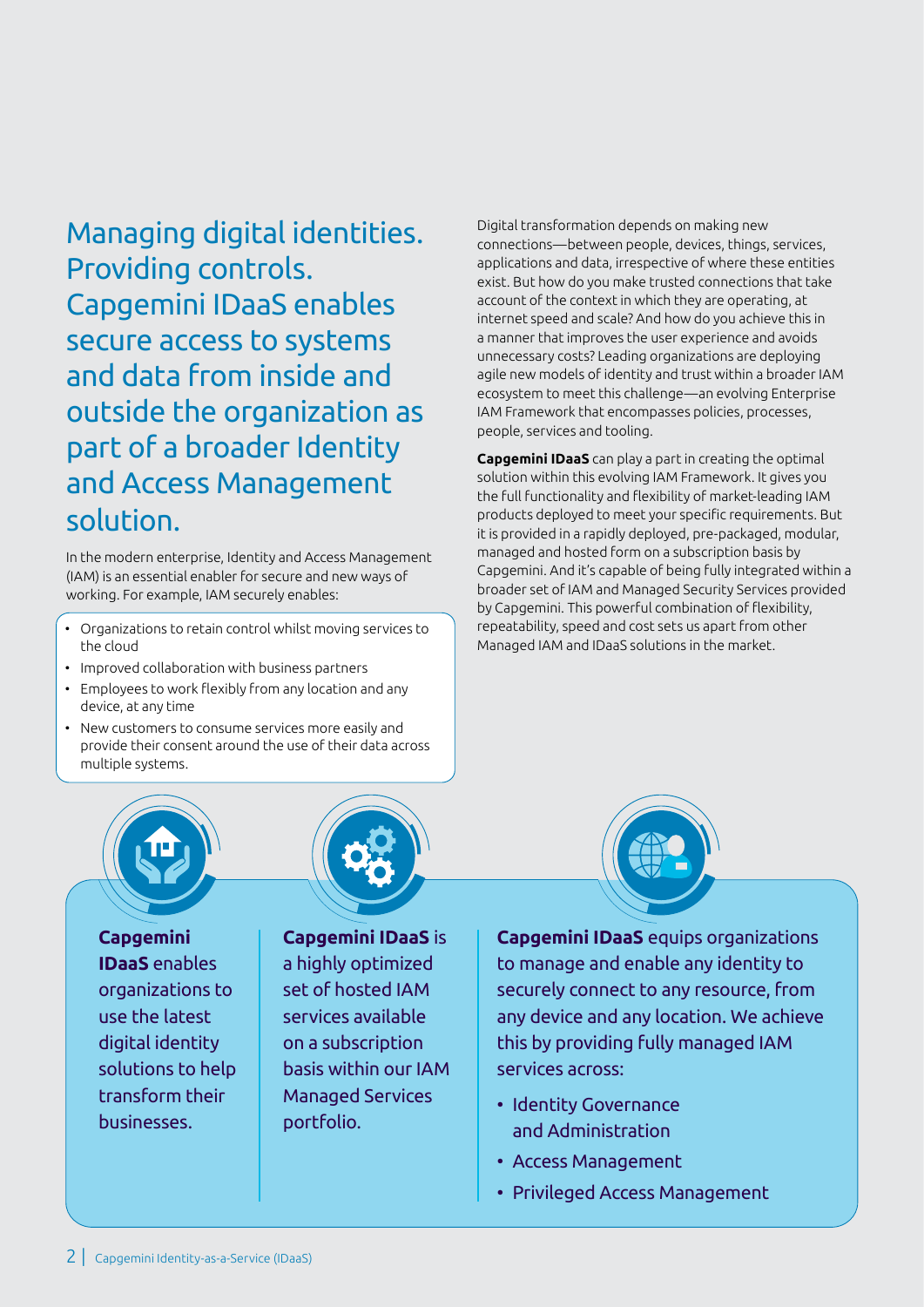## Managing digital identities. Providing controls. Capgemini IDaaS enables secure access to systems and data from inside and outside the organization as part of a broader Identity and Access Management solution.

In the modern enterprise, Identity and Access Management (IAM) is an essential enabler for secure and new ways of working. For example, IAM securely enables:

- Organizations to retain control whilst moving services to the cloud
- Improved collaboration with business partners
- Employees to work flexibly from any location and any device, at any time
- New customers to consume services more easily and provide their consent around the use of their data across multiple systems.

Digital transformation depends on making new connections—between people, devices, things, services, applications and data, irrespective of where these entities exist. But how do you make trusted connections that take account of the context in which they are operating, at internet speed and scale? And how do you achieve this in a manner that improves the user experience and avoids unnecessary costs? Leading organizations are deploying agile new models of identity and trust within a broader IAM ecosystem to meet this challenge—an evolving Enterprise IAM Framework that encompasses policies, processes, people, services and tooling.

**Capgemini IDaaS** can play a part in creating the optimal solution within this evolving IAM Framework. It gives you the full functionality and flexibility of market-leading IAM products deployed to meet your specific requirements. But it is provided in a rapidly deployed, pre-packaged, modular, managed and hosted form on a subscription basis by Capgemini. And it's capable of being fully integrated within a broader set of IAM and Managed Security Services provided by Capgemini. This powerful combination of flexibility, repeatability, speed and cost sets us apart from other Managed IAM and IDaaS solutions in the market.

**Capgemini IDaaS** enables organizations to use the latest digital identity solutions to help transform their businesses.

**Capgemini IDaaS** is a highly optimized set of hosted IAM services available on a subscription basis within our IAM Managed Services portfolio.

**Capgemini IDaaS** equips organizations to manage and enable any identity to securely connect to any resource, from any device and any location. We achieve this by providing fully managed IAM services across:

- Identity Governance and Administration
- Access Management
- Privileged Access Management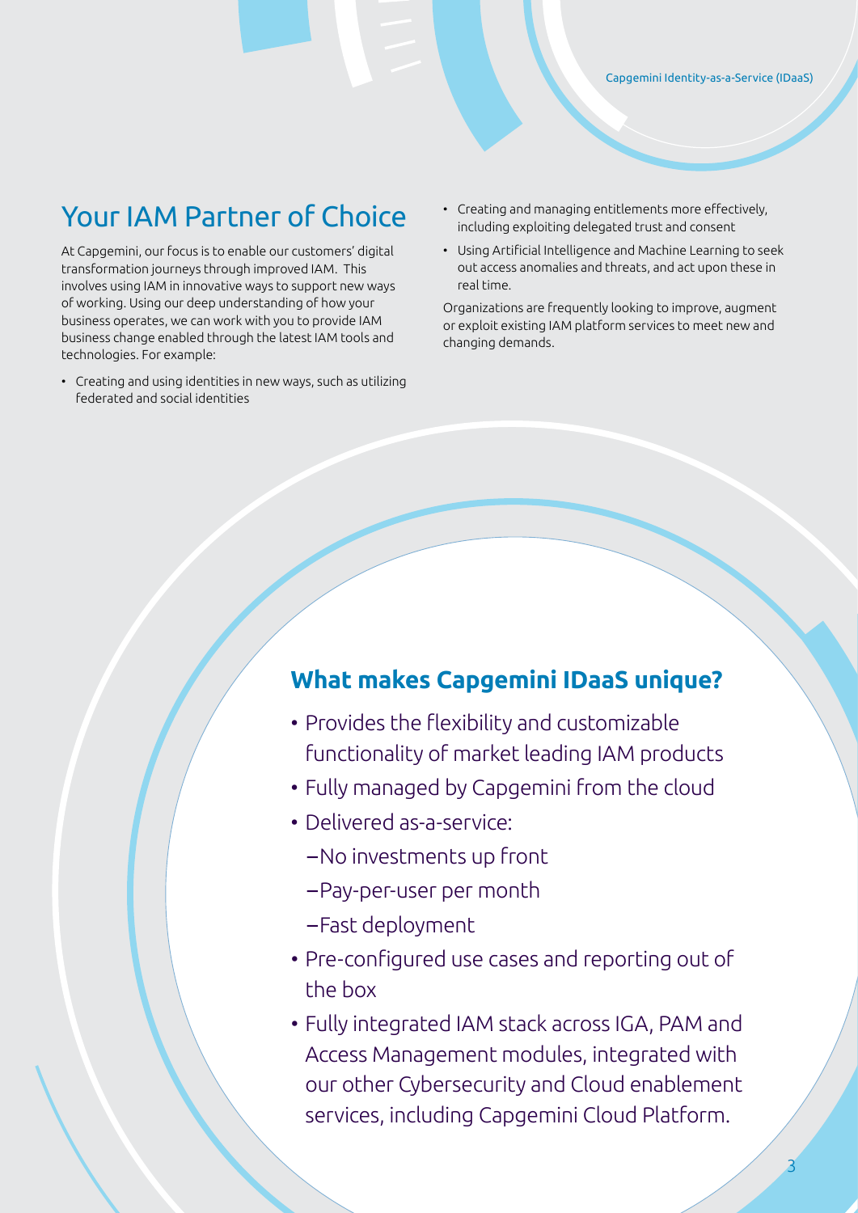## Your IAM Partner of Choice

At Capgemini, our focus is to enable our customers' digital transformation journeys through improved IAM. This involves using IAM in innovative ways to support new ways of working. Using our deep understanding of how your business operates, we can work with you to provide IAM business change enabled through the latest IAM tools and technologies. For example:

- Creating and using identities in new ways, such as utilizing federated and social identities
- Creating and managing entitlements more effectively, including exploiting delegated trust and consent
- Using Artificial Intelligence and Machine Learning to seek out access anomalies and threats, and act upon these in real time.

Organizations are frequently looking to improve, augment or exploit existing IAM platform services to meet new and changing demands.

### What makes Capgemini IDaaS unique?

- Provides the flexibility and customizable functionality of market leading IAM products
- Fully managed by Capgemini from the cloud
- Delivered as-a-service:
  - No investments up front
  - Pay-per-user per month
  - Fast deployment
- Pre-configured use cases and reporting out of the box
- Fully integrated IAM stack across IGA, PAM and Access Management modules, integrated with our other Cybersecurity and Cloud enablement services, including Capgemini Cloud Platform.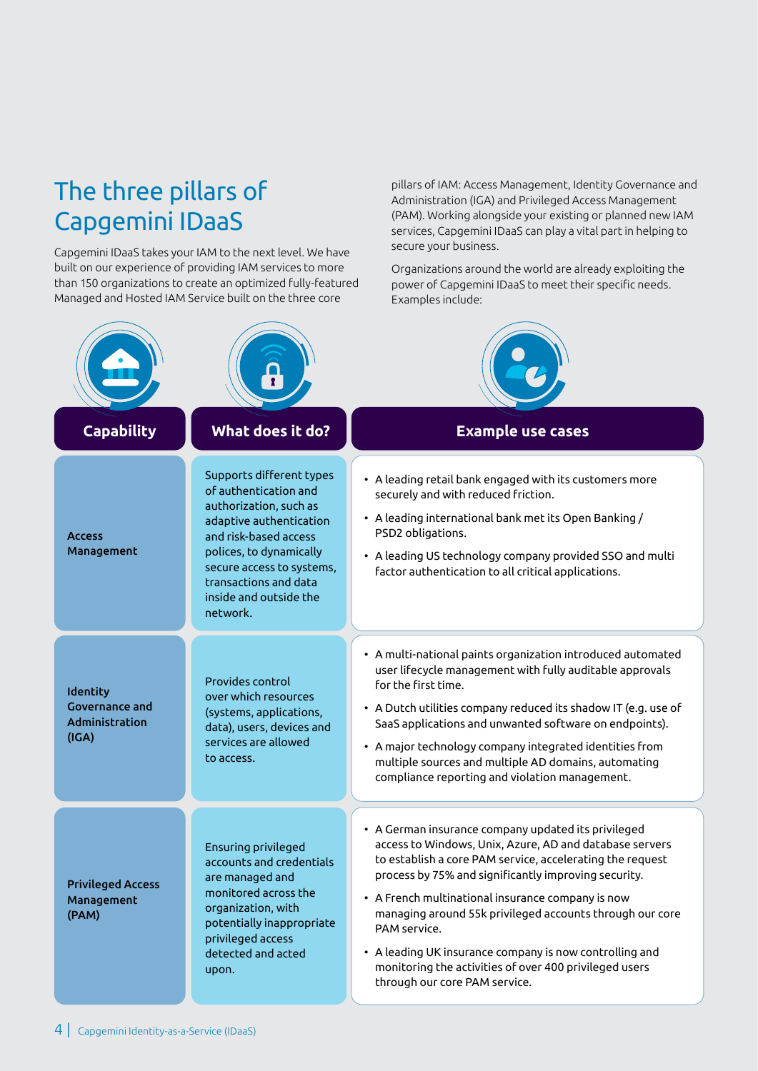## The three pillars of Capgemini IDaaS

Capgemini IDaaS takes your IAM to the next level. We have built on our experience of providing IAM services to more than 150 organizations to create an optimized fully-featured Managed and Hosted IAM Service built on the three core pillars of IAM: Access Management, Identity Governance and Administration (IGA) and Privileged Access Management (PAM). Working alongside your existing or planned new IAM services, Capgemini IDaaS can play a vital part in helping to secure your business.

Organizations around the world are already exploiting the power of Capgemini IDaaS to meet their specific needs. Examples include:

| Capability | What does it do? | Example use cases |
|---|---|---|
| **Access Management** | Supports different types of authentication and authorization, such as adaptive authentication and risk-based access polices, to dynamically secure access to systems, transactions and data inside and outside the network. | • A leading retail bank engaged with its customers more securely and with reduced friction.<br>• A leading international bank met its Open Banking / PSD2 obligations.<br>• A leading US technology company provided SSO and multi factor authentication to all critical applications. |
| **Identity Governance and Administration (IGA)** | Provides control over which resources (systems, applications, data), users, devices and services are allowed to access. | • A multi-national paints organization introduced automated user lifecycle management with fully auditable approvals for the first time.<br>• A Dutch utilities company reduced its shadow IT (e.g. use of SaaS applications and unwanted software on endpoints).<br>• A major technology company integrated identities from multiple sources and multiple AD domains, automating compliance reporting and violation management. |
| **Privileged Access Management (PAM)** | Ensuring privileged accounts and credentials are managed and monitored across the organization, with potentially inappropriate privileged access detected and acted upon. | • A German insurance company updated its privileged access to Windows, Unix, Azure, AD and database servers to establish a core PAM service, accelerating the request process by 75% and significantly improving security.<br>• A French multinational insurance company is now managing around 55k privileged accounts through our core PAM service.<br>• A leading UK insurance company is now controlling and monitoring the activities of over 400 privileged users through our core PAM service. |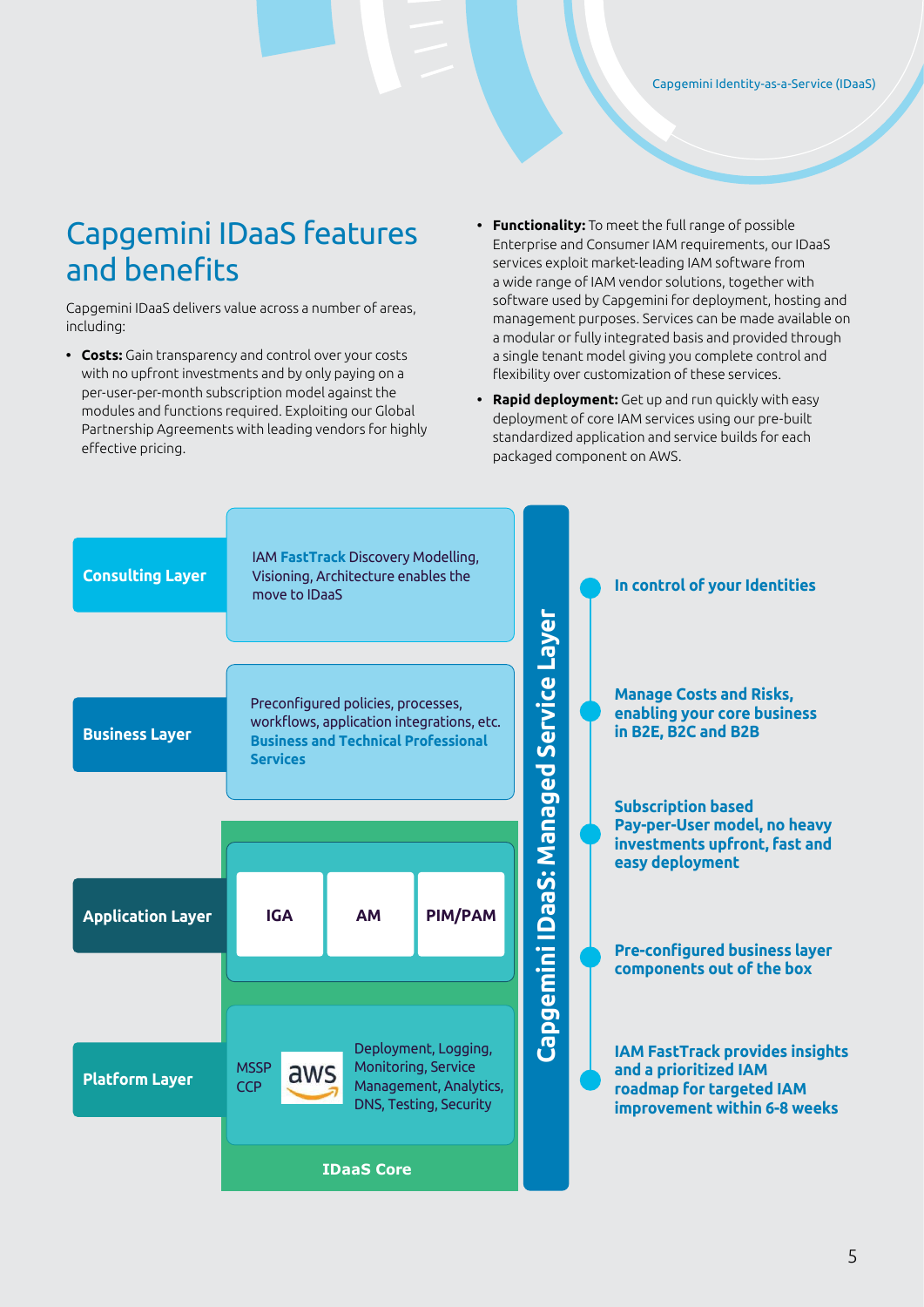## Capgemini IDaaS features and benefits

Capgemini IDaaS delivers value across a number of areas, including:

- **Costs:** Gain transparency and control over your costs with no upfront investments and by only paying on a per-user-per-month subscription model against the modules and functions required. Exploiting our Global Partnership Agreements with leading vendors for highly effective pricing.
- **Functionality:** To meet the full range of possible Enterprise and Consumer IAM requirements, our IDaaS services exploit market-leading IAM software from a wide range of IAM vendor solutions, together with software used by Capgemini for deployment, hosting and management purposes. Services can be made available on a modular or fully integrated basis and provided through a single tenant model giving you complete control and flexibility over customization of these services.
- **Rapid deployment:** Get up and run quickly with easy deployment of core IAM services using our pre-built standardized application and service builds for each packaged component on AWS.

**Consulting Layer** — IAM **FastTrack** Discovery Modelling, Visioning, Architecture enables the move to IDaaS

**Business Layer** — Preconfigured policies, processes, workflows, application integrations, etc. **Business and Technical Professional Services**

**IDaaS Core**

**Application Layer** — **IGA** | **AM** | **PIM/PAM**

**Platform Layer** — MSSP CCP | aws | Deployment, Logging, Monitoring, Service Management, Analytics, DNS, Testing, Security

**Capgemini IDaaS: Managed Service Layer**

- **In control of your Identities**
- **Manage Costs and Risks, enabling your core business in B2E, B2C and B2B**
- **Subscription based Pay-per-User model, no heavy investments upfront, fast and easy deployment**
- **Pre-configured business layer components out of the box**
- **IAM FastTrack provides insights and a prioritized IAM roadmap for targeted IAM improvement within 6-8 weeks**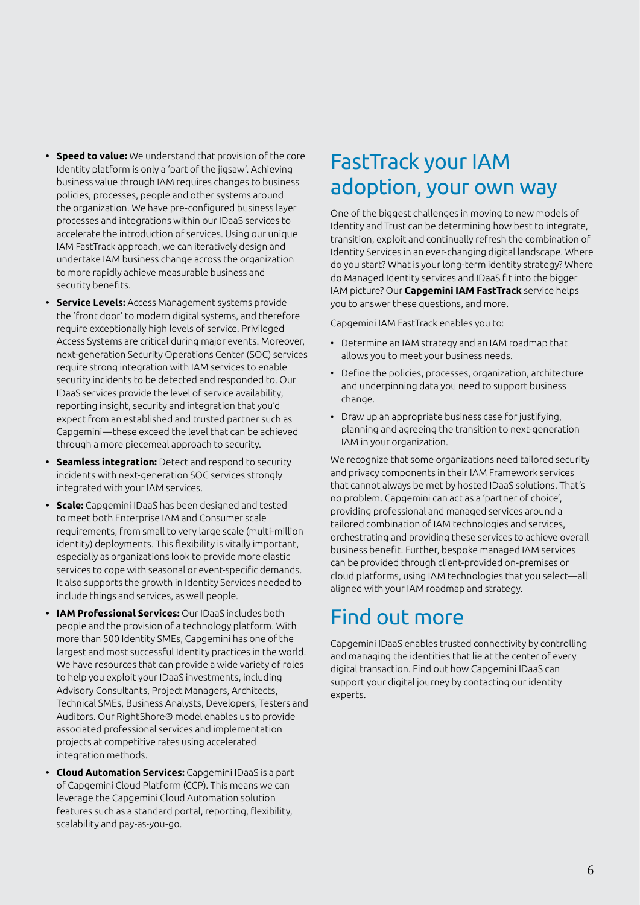- **Speed to value:** We understand that provision of the core Identity platform is only a 'part of the jigsaw'. Achieving business value through IAM requires changes to business policies, processes, people and other systems around the organization. We have pre-configured business layer processes and integrations within our IDaaS services to accelerate the introduction of services. Using our unique IAM FastTrack approach, we can iteratively design and undertake IAM business change across the organization to more rapidly achieve measurable business and security benefits.
- **Service Levels:** Access Management systems provide the 'front door' to modern digital systems, and therefore require exceptionally high levels of service. Privileged Access Systems are critical during major events. Moreover, next-generation Security Operations Center (SOC) services require strong integration with IAM services to enable security incidents to be detected and responded to. Our IDaaS services provide the level of service availability, reporting insight, security and integration that you'd expect from an established and trusted partner such as Capgemini—these exceed the level that can be achieved through a more piecemeal approach to security.
- **Seamless integration:** Detect and respond to security incidents with next-generation SOC services strongly integrated with your IAM services.
- **Scale:** Capgemini IDaaS has been designed and tested to meet both Enterprise IAM and Consumer scale requirements, from small to very large scale (multi-million identity) deployments. This flexibility is vitally important, especially as organizations look to provide more elastic services to cope with seasonal or event-specific demands. It also supports the growth in Identity Services needed to include things and services, as well people.
- **IAM Professional Services:** Our IDaaS includes both people and the provision of a technology platform. With more than 500 Identity SMEs, Capgemini has one of the largest and most successful Identity practices in the world. We have resources that can provide a wide variety of roles to help you exploit your IDaaS investments, including Advisory Consultants, Project Managers, Architects, Technical SMEs, Business Analysts, Developers, Testers and Auditors. Our RightShore® model enables us to provide associated professional services and implementation projects at competitive rates using accelerated integration methods.
- **Cloud Automation Services:** Capgemini IDaaS is a part of Capgemini Cloud Platform (CCP). This means we can leverage the Capgemini Cloud Automation solution features such as a standard portal, reporting, flexibility, scalability and pay-as-you-go.

## FastTrack your IAM adoption, your own way

One of the biggest challenges in moving to new models of Identity and Trust can be determining how best to integrate, transition, exploit and continually refresh the combination of Identity Services in an ever-changing digital landscape. Where do you start? What is your long-term identity strategy? Where do Managed Identity services and IDaaS fit into the bigger IAM picture? Our **Capgemini IAM FastTrack** service helps you to answer these questions, and more.

Capgemini IAM FastTrack enables you to:

- Determine an IAM strategy and an IAM roadmap that allows you to meet your business needs.
- Define the policies, processes, organization, architecture and underpinning data you need to support business change.
- Draw up an appropriate business case for justifying, planning and agreeing the transition to next-generation IAM in your organization.

We recognize that some organizations need tailored security and privacy components in their IAM Framework services that cannot always be met by hosted IDaaS solutions. That's no problem. Capgemini can act as a 'partner of choice', providing professional and managed services around a tailored combination of IAM technologies and services, orchestrating and providing these services to achieve overall business benefit. Further, bespoke managed IAM services can be provided through client-provided on-premises or cloud platforms, using IAM technologies that you select—all aligned with your IAM roadmap and strategy.

## Find out more

Capgemini IDaaS enables trusted connectivity by controlling and managing the identities that lie at the center of every digital transaction. Find out how Capgemini IDaaS can support your digital journey by contacting our identity experts.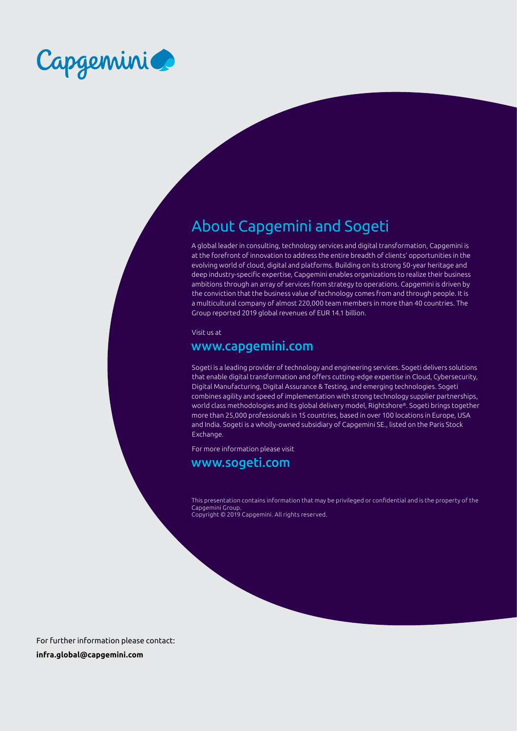Capgemini

## About Capgemini and Sogeti

A global leader in consulting, technology services and digital transformation, Capgemini is at the forefront of innovation to address the entire breadth of clients' opportunities in the evolving world of cloud, digital and platforms. Building on its strong 50-year heritage and deep industry-specific expertise, Capgemini enables organizations to realize their business ambitions through an array of services from strategy to operations. Capgemini is driven by the conviction that the business value of technology comes from and through people. It is a multicultural company of almost 220,000 team members in more than 40 countries. The Group reported 2019 global revenues of EUR 14.1 billion.

Visit us at

### www.capgemini.com

Sogeti is a leading provider of technology and engineering services. Sogeti delivers solutions that enable digital transformation and offers cutting-edge expertise in Cloud, Cybersecurity, Digital Manufacturing, Digital Assurance & Testing, and emerging technologies. Sogeti combines agility and speed of implementation with strong technology supplier partnerships, world class methodologies and its global delivery model, Rightshore®. Sogeti brings together more than 25,000 professionals in 15 countries, based in over 100 locations in Europe, USA and India. Sogeti is a wholly-owned subsidiary of Capgemini SE., listed on the Paris Stock Exchange.

For more information please visit

### www.sogeti.com

This presentation contains information that may be privileged or confidential and is the property of the Capgemini Group.
Copyright © 2019 Capgemini. All rights reserved.

For further information please contact:
**infra.global@capgemini.com**